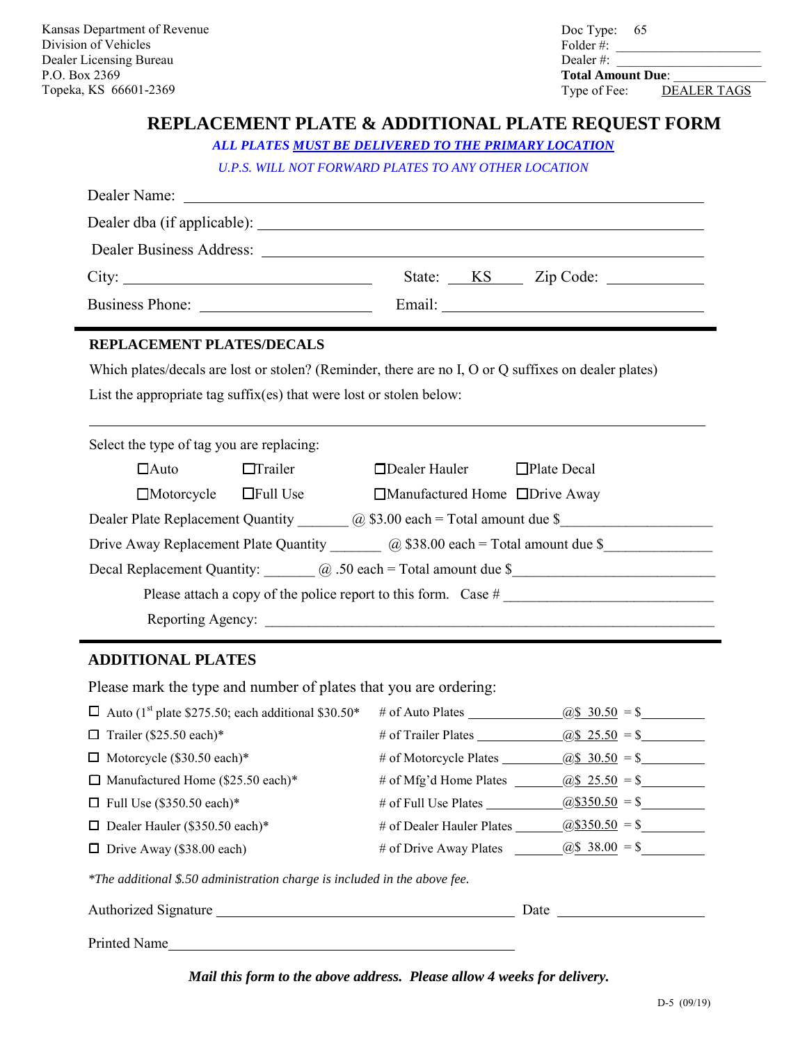Kansas Department of Revenue
Division of Vehicles
Dealer Licensing Bureau
P.O. Box 2369
Topeka, KS 66601-2369

Doc Type: 65
Folder #: ____________________
Dealer #: ____________________
**Total Amount Due**: ____________
Type of Fee: DEALER TAGS

# REPLACEMENT PLATE & ADDITIONAL PLATE REQUEST FORM

*ALL PLATES MUST BE DELIVERED TO THE PRIMARY LOCATION*

*U.P.S. WILL NOT FORWARD PLATES TO ANY OTHER LOCATION*

Dealer Name: ____________________________________________

Dealer dba (if applicable): ____________________________________________

Dealer Business Address: ____________________________________________

City: ______________________ State: KS Zip Code: ____________

Business Phone: ______________________ Email: ______________________________

## REPLACEMENT PLATES/DECALS

Which plates/decals are lost or stolen? (Reminder, there are no I, O or Q suffixes on dealer plates)

List the appropriate tag suffix(es) that were lost or stolen below:

____________________________________________________________

Select the type of tag you are replacing:

☐Auto ☐Trailer ☐Dealer Hauler ☐Plate Decal

☐Motorcycle ☐Full Use ☐Manufactured Home ☐Drive Away

Dealer Plate Replacement Quantity _______ @ $3.00 each = Total amount due $____________________

Drive Away Replacement Plate Quantity _______ @ $38.00 each = Total amount due $______________

Decal Replacement Quantity: _______ @ .50 each = Total amount due $__________________________

Please attach a copy of the police report to this form. Case # ____________________________

Reporting Agency: ____________________________________________________________

## ADDITIONAL PLATES

Please mark the type and number of plates that you are ordering:

| | | | |
|---|---|---|---|
| ☐ Auto (1st plate $275.50; each additional $30.50* | # of Auto Plates ____________ | @$ 30.50 | = $________ |
| ☐ Trailer ($25.50 each)* | # of Trailer Plates ____________ | @$ 25.50 | = $________ |
| ☐ Motorcycle ($30.50 each)* | # of Motorcycle Plates ________ | @$ 30.50 | = $________ |
| ☐ Manufactured Home ($25.50 each)* | # of Mfg'd Home Plates _______ | @$ 25.50 | = $________ |
| ☐ Full Use ($350.50 each)* | # of Full Use Plates __________ | @$350.50 | = $________ |
| ☐ Dealer Hauler ($350.50 each)* | # of Dealer Hauler Plates ______ | @$350.50 | = $________ |
| ☐ Drive Away ($38.00 each) | # of Drive Away Plates _______ | @$ 38.00 | = $________ |

*\*The additional $.50 administration charge is included in the above fee.*

Authorized Signature ______________________________________ Date __________________

Printed Name______________________________________________

***Mail this form to the above address. Please allow 4 weeks for delivery.***

D-5 (09/19)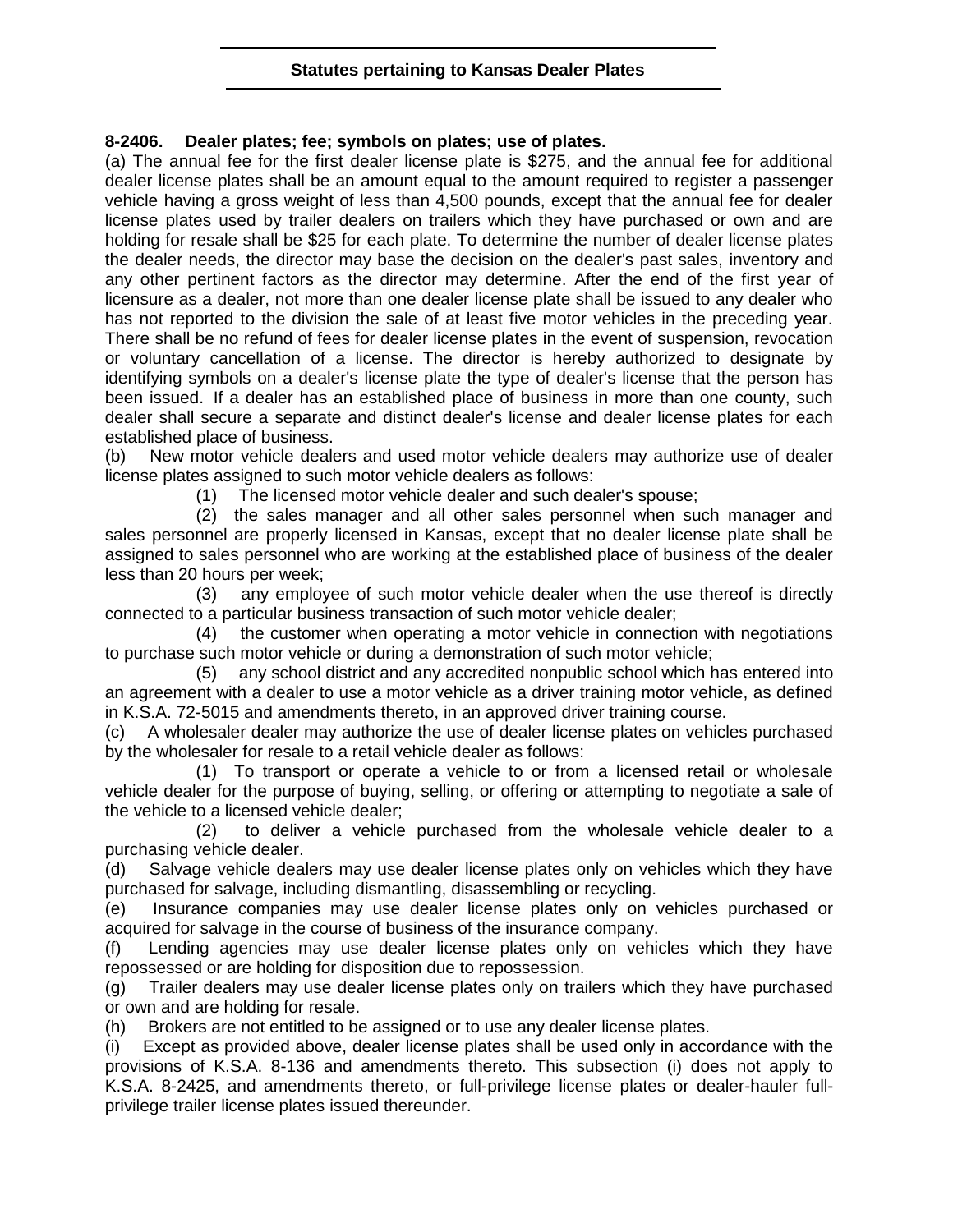## Statutes pertaining to Kansas Dealer Plates

**8-2406. Dealer plates; fee; symbols on plates; use of plates.**

(a) The annual fee for the first dealer license plate is $275, and the annual fee for additional dealer license plates shall be an amount equal to the amount required to register a passenger vehicle having a gross weight of less than 4,500 pounds, except that the annual fee for dealer license plates used by trailer dealers on trailers which they have purchased or own and are holding for resale shall be $25 for each plate. To determine the number of dealer license plates the dealer needs, the director may base the decision on the dealer's past sales, inventory and any other pertinent factors as the director may determine. After the end of the first year of licensure as a dealer, not more than one dealer license plate shall be issued to any dealer who has not reported to the division the sale of at least five motor vehicles in the preceding year. There shall be no refund of fees for dealer license plates in the event of suspension, revocation or voluntary cancellation of a license. The director is hereby authorized to designate by identifying symbols on a dealer's license plate the type of dealer's license that the person has been issued. If a dealer has an established place of business in more than one county, such dealer shall secure a separate and distinct dealer's license and dealer license plates for each established place of business.

(b) New motor vehicle dealers and used motor vehicle dealers may authorize use of dealer license plates assigned to such motor vehicle dealers as follows:

(1) The licensed motor vehicle dealer and such dealer's spouse;

(2) the sales manager and all other sales personnel when such manager and sales personnel are properly licensed in Kansas, except that no dealer license plate shall be assigned to sales personnel who are working at the established place of business of the dealer less than 20 hours per week;

(3) any employee of such motor vehicle dealer when the use thereof is directly connected to a particular business transaction of such motor vehicle dealer;

(4) the customer when operating a motor vehicle in connection with negotiations to purchase such motor vehicle or during a demonstration of such motor vehicle;

(5) any school district and any accredited nonpublic school which has entered into an agreement with a dealer to use a motor vehicle as a driver training motor vehicle, as defined in K.S.A. 72-5015 and amendments thereto, in an approved driver training course.

(c) A wholesaler dealer may authorize the use of dealer license plates on vehicles purchased by the wholesaler for resale to a retail vehicle dealer as follows:

(1) To transport or operate a vehicle to or from a licensed retail or wholesale vehicle dealer for the purpose of buying, selling, or offering or attempting to negotiate a sale of the vehicle to a licensed vehicle dealer;

(2) to deliver a vehicle purchased from the wholesale vehicle dealer to a purchasing vehicle dealer.

(d) Salvage vehicle dealers may use dealer license plates only on vehicles which they have purchased for salvage, including dismantling, disassembling or recycling.

(e) Insurance companies may use dealer license plates only on vehicles purchased or acquired for salvage in the course of business of the insurance company.

(f) Lending agencies may use dealer license plates only on vehicles which they have repossessed or are holding for disposition due to repossession.

(g) Trailer dealers may use dealer license plates only on trailers which they have purchased or own and are holding for resale.

(h) Brokers are not entitled to be assigned or to use any dealer license plates.

(i) Except as provided above, dealer license plates shall be used only in accordance with the provisions of K.S.A. 8-136 and amendments thereto. This subsection (i) does not apply to K.S.A. 8-2425, and amendments thereto, or full-privilege license plates or dealer-hauler full-privilege trailer license plates issued thereunder.